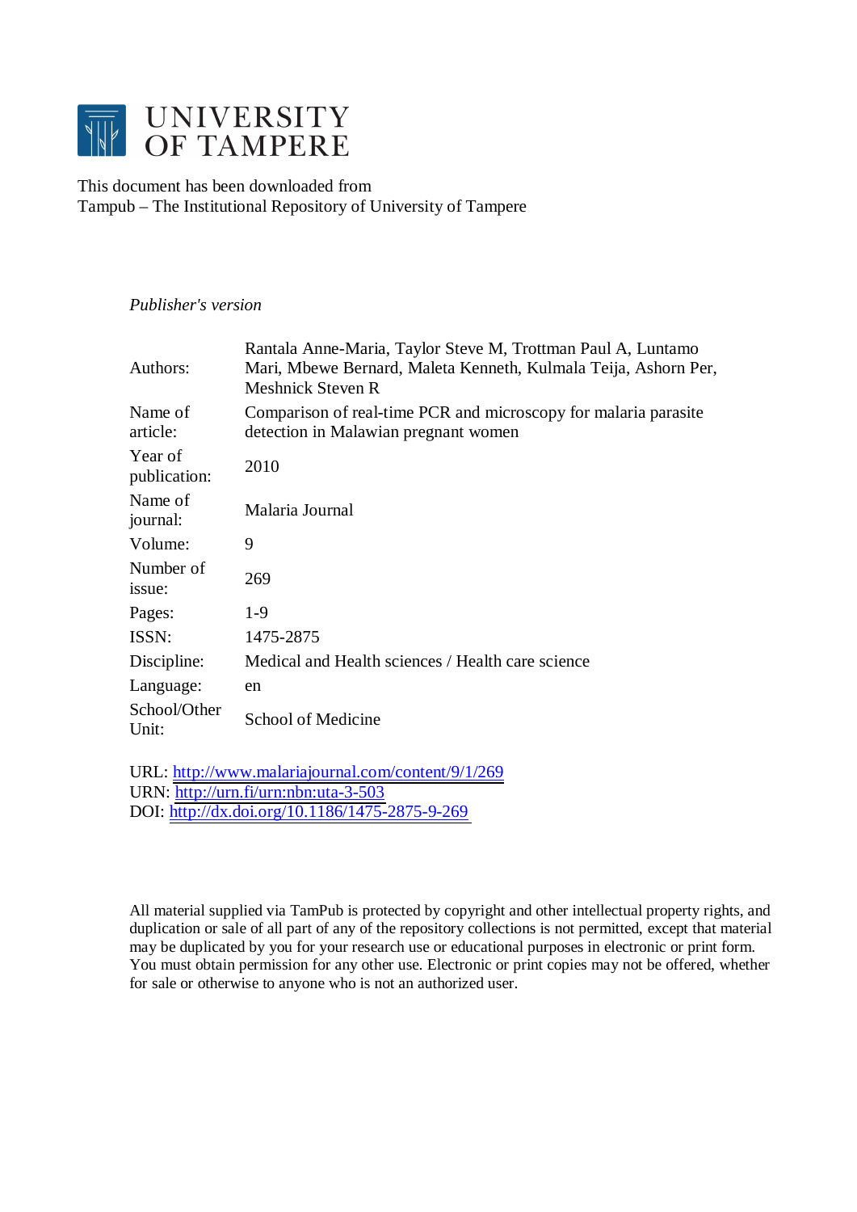# UNIVERSITY OF TAMPERE

This document has been downloaded from
Tampub – The Institutional Repository of University of Tampere

*Publisher's version*

| | |
|---|---|
| Authors: | Rantala Anne-Maria, Taylor Steve M, Trottman Paul A, Luntamo Mari, Mbewe Bernard, Maleta Kenneth, Kulmala Teija, Ashorn Per, Meshnick Steven R |
| Name of article: | Comparison of real-time PCR and microscopy for malaria parasite detection in Malawian pregnant women |
| Year of publication: | 2010 |
| Name of journal: | Malaria Journal |
| Volume: | 9 |
| Number of issue: | 269 |
| Pages: | 1-9 |
| ISSN: | 1475-2875 |
| Discipline: | Medical and Health sciences / Health care science |
| Language: | en |
| School/Other Unit: | School of Medicine |

URL: http://www.malariajournal.com/content/9/1/269
URN: http://urn.fi/urn:nbn:uta-3-503
DOI: http://dx.doi.org/10.1186/1475-2875-9-269

All material supplied via TamPub is protected by copyright and other intellectual property rights, and duplication or sale of all part of any of the repository collections is not permitted, except that material may be duplicated by you for your research use or educational purposes in electronic or print form. You must obtain permission for any other use. Electronic or print copies may not be offered, whether for sale or otherwise to anyone who is not an authorized user.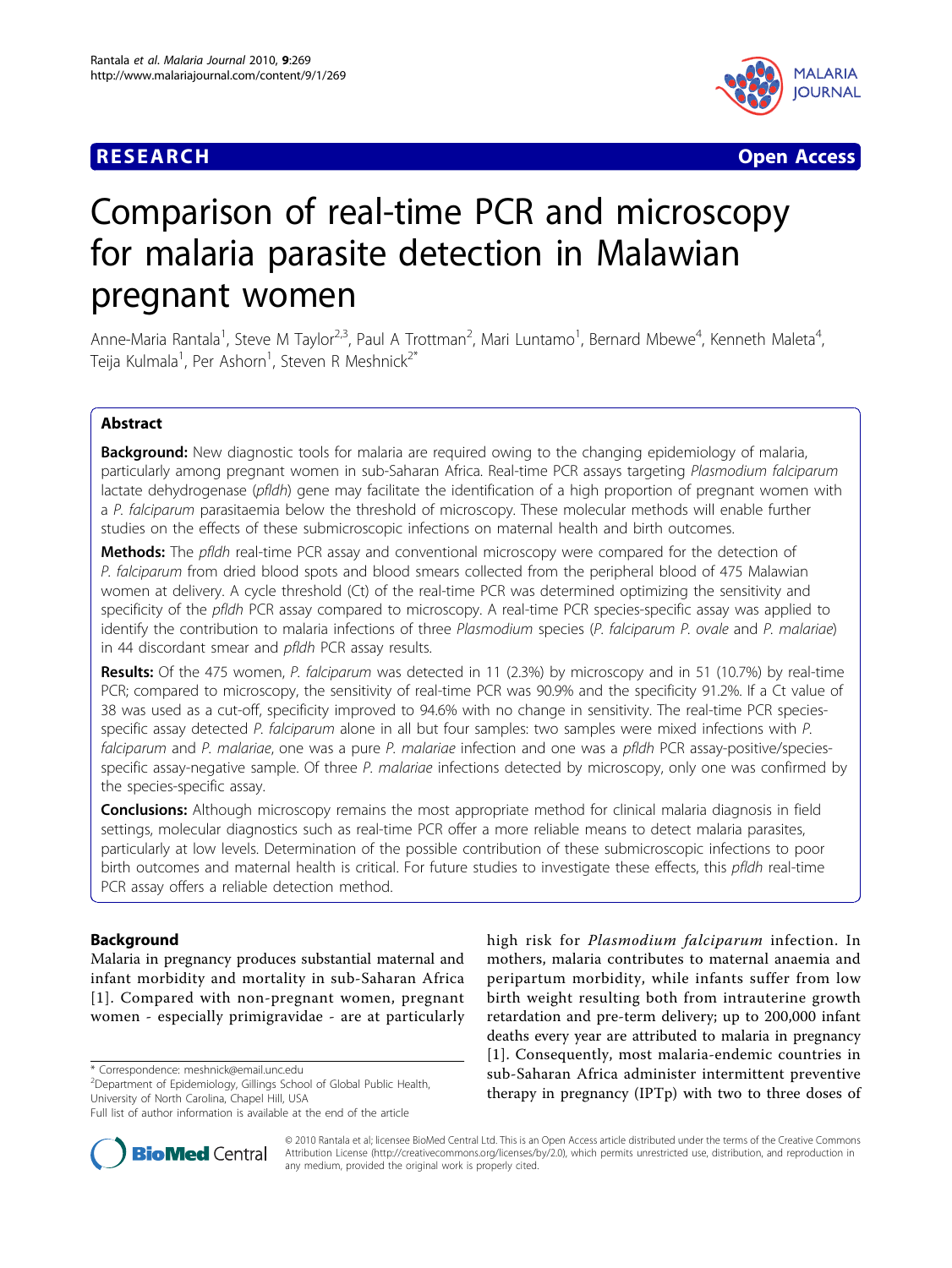# Comparison of real-time PCR and microscopy for malaria parasite detection in Malawian pregnant women

Anne-Maria Rantala[1], Steve M Taylor[2,3], Paul A Trottman[2], Mari Luntamo[1], Bernard Mbewe[4], Kenneth Maleta[4], Teija Kulmala[1], Per Ashorn[1], Steven R Meshnick[2*]

## Abstract

**Background:** New diagnostic tools for malaria are required owing to the changing epidemiology of malaria, particularly among pregnant women in sub-Saharan Africa. Real-time PCR assays targeting *Plasmodium falciparum* lactate dehydrogenase (*pfldh*) gene may facilitate the identification of a high proportion of pregnant women with a *P. falciparum* parasitaemia below the threshold of microscopy. These molecular methods will enable further studies on the effects of these submicroscopic infections on maternal health and birth outcomes.

**Methods:** The *pfldh* real-time PCR assay and conventional microscopy were compared for the detection of *P. falciparum* from dried blood spots and blood smears collected from the peripheral blood of 475 Malawian women at delivery. A cycle threshold (Ct) of the real-time PCR was determined optimizing the sensitivity and specificity of the *pfldh* PCR assay compared to microscopy. A real-time PCR species-specific assay was applied to identify the contribution to malaria infections of three *Plasmodium* species (*P. falciparum P. ovale* and *P. malariae*) in 44 discordant smear and *pfldh* PCR assay results.

**Results:** Of the 475 women, *P. falciparum* was detected in 11 (2.3%) by microscopy and in 51 (10.7%) by real-time PCR; compared to microscopy, the sensitivity of real-time PCR was 90.9% and the specificity 91.2%. If a Ct value of 38 was used as a cut-off, specificity improved to 94.6% with no change in sensitivity. The real-time PCR species-specific assay detected *P. falciparum* alone in all but four samples: two samples were mixed infections with *P. falciparum* and *P. malariae*, one was a pure *P. malariae* infection and one was a *pfldh* PCR assay-positive/species-specific assay-negative sample. Of three *P. malariae* infections detected by microscopy, only one was confirmed by the species-specific assay.

**Conclusions:** Although microscopy remains the most appropriate method for clinical malaria diagnosis in field settings, molecular diagnostics such as real-time PCR offer a more reliable means to detect malaria parasites, particularly at low levels. Determination of the possible contribution of these submicroscopic infections to poor birth outcomes and maternal health is critical. For future studies to investigate these effects, this *pfldh* real-time PCR assay offers a reliable detection method.

## Background

Malaria in pregnancy produces substantial maternal and infant morbidity and mortality in sub-Saharan Africa [1]. Compared with non-pregnant women, pregnant women - especially primigravidae - are at particularly high risk for *Plasmodium falciparum* infection. In mothers, malaria contributes to maternal anaemia and peripartum morbidity, while infants suffer from low birth weight resulting both from intrauterine growth retardation and pre-term delivery; up to 200,000 infant deaths every year are attributed to malaria in pregnancy [1]. Consequently, most malaria-endemic countries in sub-Saharan Africa administer intermittent preventive therapy in pregnancy (IPTp) with two to three doses of

\* Correspondence: meshnick@email.unc.edu
[2]Department of Epidemiology, Gillings School of Global Public Health, University of North Carolina, Chapel Hill, USA
Full list of author information is available at the end of the article

© 2010 Rantala et al; licensee BioMed Central Ltd. This is an Open Access article distributed under the terms of the Creative Commons Attribution License (http://creativecommons.org/licenses/by/2.0), which permits unrestricted use, distribution, and reproduction in any medium, provided the original work is properly cited.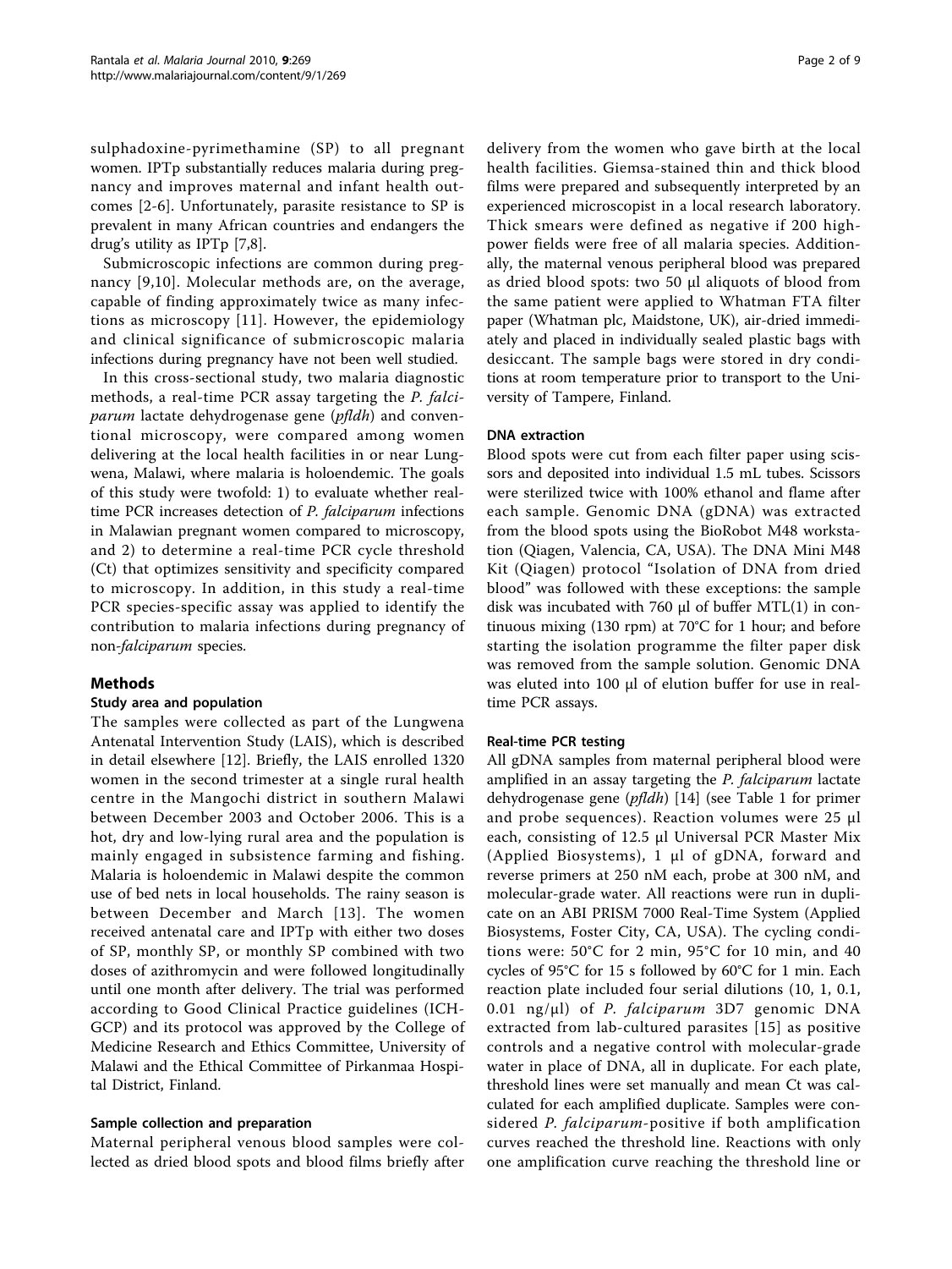sulphadoxine-pyrimethamine (SP) to all pregnant women. IPTp substantially reduces malaria during pregnancy and improves maternal and infant health outcomes [2-6]. Unfortunately, parasite resistance to SP is prevalent in many African countries and endangers the drug's utility as IPTp [7,8].

Submicroscopic infections are common during pregnancy [9,10]. Molecular methods are, on the average, capable of finding approximately twice as many infections as microscopy [11]. However, the epidemiology and clinical significance of submicroscopic malaria infections during pregnancy have not been well studied.

In this cross-sectional study, two malaria diagnostic methods, a real-time PCR assay targeting the *P. falciparum* lactate dehydrogenase gene (*pfldh*) and conventional microscopy, were compared among women delivering at the local health facilities in or near Lungwena, Malawi, where malaria is holoendemic. The goals of this study were twofold: 1) to evaluate whether real-time PCR increases detection of *P. falciparum* infections in Malawian pregnant women compared to microscopy, and 2) to determine a real-time PCR cycle threshold (Ct) that optimizes sensitivity and specificity compared to microscopy. In addition, in this study a real-time PCR species-specific assay was applied to identify the contribution to malaria infections during pregnancy of non-*falciparum* species.

## Methods

### Study area and population

The samples were collected as part of the Lungwena Antenatal Intervention Study (LAIS), which is described in detail elsewhere [12]. Briefly, the LAIS enrolled 1320 women in the second trimester at a single rural health centre in the Mangochi district in southern Malawi between December 2003 and October 2006. This is a hot, dry and low-lying rural area and the population is mainly engaged in subsistence farming and fishing. Malaria is holoendemic in Malawi despite the common use of bed nets in local households. The rainy season is between December and March [13]. The women received antenatal care and IPTp with either two doses of SP, monthly SP, or monthly SP combined with two doses of azithromycin and were followed longitudinally until one month after delivery. The trial was performed according to Good Clinical Practice guidelines (ICH-GCP) and its protocol was approved by the College of Medicine Research and Ethics Committee, University of Malawi and the Ethical Committee of Pirkanmaa Hospital District, Finland.

### Sample collection and preparation

Maternal peripheral venous blood samples were collected as dried blood spots and blood films briefly after delivery from the women who gave birth at the local health facilities. Giemsa-stained thin and thick blood films were prepared and subsequently interpreted by an experienced microscopist in a local research laboratory. Thick smears were defined as negative if 200 high-power fields were free of all malaria species. Additionally, the maternal venous peripheral blood was prepared as dried blood spots: two 50 μl aliquots of blood from the same patient were applied to Whatman FTA filter paper (Whatman plc, Maidstone, UK), air-dried immediately and placed in individually sealed plastic bags with desiccant. The sample bags were stored in dry conditions at room temperature prior to transport to the University of Tampere, Finland.

### DNA extraction

Blood spots were cut from each filter paper using scissors and deposited into individual 1.5 mL tubes. Scissors were sterilized twice with 100% ethanol and flame after each sample. Genomic DNA (gDNA) was extracted from the blood spots using the BioRobot M48 workstation (Qiagen, Valencia, CA, USA). The DNA Mini M48 Kit (Qiagen) protocol "Isolation of DNA from dried blood" was followed with these exceptions: the sample disk was incubated with 760 μl of buffer MTL(1) in continuous mixing (130 rpm) at 70°C for 1 hour; and before starting the isolation programme the filter paper disk was removed from the sample solution. Genomic DNA was eluted into 100 μl of elution buffer for use in real-time PCR assays.

### Real-time PCR testing

All gDNA samples from maternal peripheral blood were amplified in an assay targeting the *P. falciparum* lactate dehydrogenase gene (*pfldh*) [14] (see Table 1 for primer and probe sequences). Reaction volumes were 25 μl each, consisting of 12.5 μl Universal PCR Master Mix (Applied Biosystems), 1 μl of gDNA, forward and reverse primers at 250 nM each, probe at 300 nM, and molecular-grade water. All reactions were run in duplicate on an ABI PRISM 7000 Real-Time System (Applied Biosystems, Foster City, CA, USA). The cycling conditions were: 50°C for 2 min, 95°C for 10 min, and 40 cycles of 95°C for 15 s followed by 60°C for 1 min. Each reaction plate included four serial dilutions (10, 1, 0.1, 0.01 ng/μl) of *P. falciparum* 3D7 genomic DNA extracted from lab-cultured parasites [15] as positive controls and a negative control with molecular-grade water in place of DNA, all in duplicate. For each plate, threshold lines were set manually and mean Ct was calculated for each amplified duplicate. Samples were considered *P. falciparum*-positive if both amplification curves reached the threshold line. Reactions with only one amplification curve reaching the threshold line or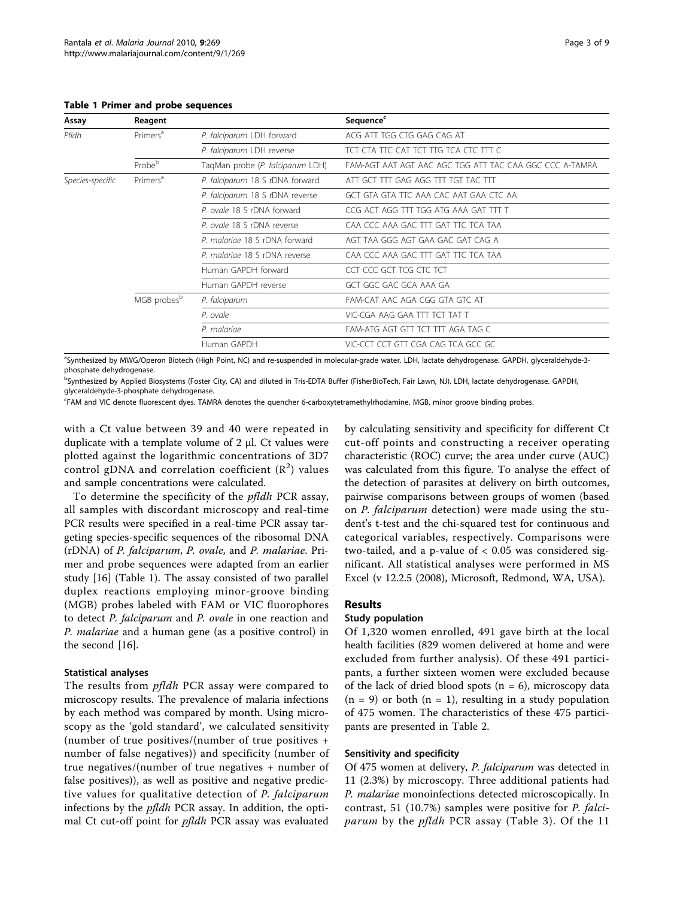**Table 1 Primer and probe sequences**

| Assay | Reagent | | Sequence[c] |
|---|---|---|---|
| *Pfldh* | Primers[a] | *P. falciparum* LDH forward | ACG ATT TGG CTG GAG CAG AT |
| | | *P. falciparum* LDH reverse | TCT CTA TTC CAT TCT TTG TCA CTC TTT C |
| | Probe[b] | TaqMan probe (*P. falciparum* LDH) | FAM-AGT AAT AGT AAC AGC TGG ATT TAC CAA GGC CCC A-TAMRA |
| Species-specific | Primers[a] | *P. falciparum* 18 S rDNA forward | ATT GCT TTT GAG AGG TTT TGT TAC TTT |
| | | *P. falciparum* 18 S rDNA reverse | GCT GTA GTA TTC AAA CAC AAT GAA CTC AA |
| | | *P. ovale* 18 S rDNA forward | CCG ACT AGG TTT TGG ATG AAA GAT TTT T |
| | | *P. ovale* 18 S rDNA reverse | CAA CCC AAA GAC TTT GAT TTC TCA TAA |
| | | *P. malariae* 18 S rDNA forward | AGT TAA GGG AGT GAA GAC GAT CAG A |
| | | *P. malariae* 18 S rDNA reverse | CAA CCC AAA GAC TTT GAT TTC TCA TAA |
| | | Human GAPDH forward | CCT CCC GCT TCG CTC TCT |
| | | Human GAPDH reverse | GCT GGC GAC GCA AAA GA |
| | MGB probes[b] | *P. falciparum* | FAM-CAT AAC AGA CGG GTA GTC AT |
| | | *P. ovale* | VIC-CGA AAG GAA TTT TCT TAT T |
| | | *P. malariae* | FAM-ATG AGT GTT TCT TTT AGA TAG C |
| | | Human GAPDH | VIC-CCT CCT GTT CGA CAG TCA GCC GC |

[a]Synthesized by MWG/Operon Biotech (High Point, NC) and re-suspended in molecular-grade water. LDH, lactate dehydrogenase. GAPDH, glyceraldehyde-3-phosphate dehydrogenase.

[b]Synthesized by Applied Biosystems (Foster City, CA) and diluted in Tris-EDTA Buffer (FisherBioTech, Fair Lawn, NJ). LDH, lactate dehydrogenase. GAPDH, glyceraldehyde-3-phosphate dehydrogenase.

[c]FAM and VIC denote fluorescent dyes. TAMRA denotes the quencher 6-carboxytetramethylrhodamine. MGB, minor groove binding probes.

with a Ct value between 39 and 40 were repeated in duplicate with a template volume of 2 μl. Ct values were plotted against the logarithmic concentrations of 3D7 control gDNA and correlation coefficient ($R^2$) values and sample concentrations were calculated.

To determine the specificity of the *pfldh* PCR assay, all samples with discordant microscopy and real-time PCR results were specified in a real-time PCR assay targeting species-specific sequences of the ribosomal DNA (rDNA) of *P. falciparum*, *P. ovale*, and *P. malariae*. Primer and probe sequences were adapted from an earlier study [16] (Table 1). The assay consisted of two parallel duplex reactions employing minor-groove binding (MGB) probes labeled with FAM or VIC fluorophores to detect *P. falciparum* and *P. ovale* in one reaction and *P. malariae* and a human gene (as a positive control) in the second [16].

### Statistical analyses

The results from *pfldh* PCR assay were compared to microscopy results. The prevalence of malaria infections by each method was compared by month. Using microscopy as the 'gold standard', we calculated sensitivity (number of true positives/(number of true positives + number of false negatives)) and specificity (number of true negatives/(number of true negatives + number of false positives)), as well as positive and negative predictive values for qualitative detection of *P. falciparum* infections by the *pfldh* PCR assay. In addition, the optimal Ct cut-off point for *pfldh* PCR assay was evaluated by calculating sensitivity and specificity for different Ct cut-off points and constructing a receiver operating characteristic (ROC) curve; the area under curve (AUC) was calculated from this figure. To analyse the effect of the detection of parasites at delivery on birth outcomes, pairwise comparisons between groups of women (based on *P. falciparum* detection) were made using the student's t-test and the chi-squared test for continuous and categorical variables, respectively. Comparisons were two-tailed, and a p-value of < 0.05 was considered significant. All statistical analyses were performed in MS Excel (v 12.2.5 (2008), Microsoft, Redmond, WA, USA).

## Results

### Study population

Of 1,320 women enrolled, 491 gave birth at the local health facilities (829 women delivered at home and were excluded from further analysis). Of these 491 participants, a further sixteen women were excluded because of the lack of dried blood spots (n = 6), microscopy data (n = 9) or both (n = 1), resulting in a study population of 475 women. The characteristics of these 475 participants are presented in Table 2.

### Sensitivity and specificity

Of 475 women at delivery, *P. falciparum* was detected in 11 (2.3%) by microscopy. Three additional patients had *P. malariae* monoinfections detected microscopically. In contrast, 51 (10.7%) samples were positive for *P. falciparum* by the *pfldh* PCR assay (Table 3). Of the 11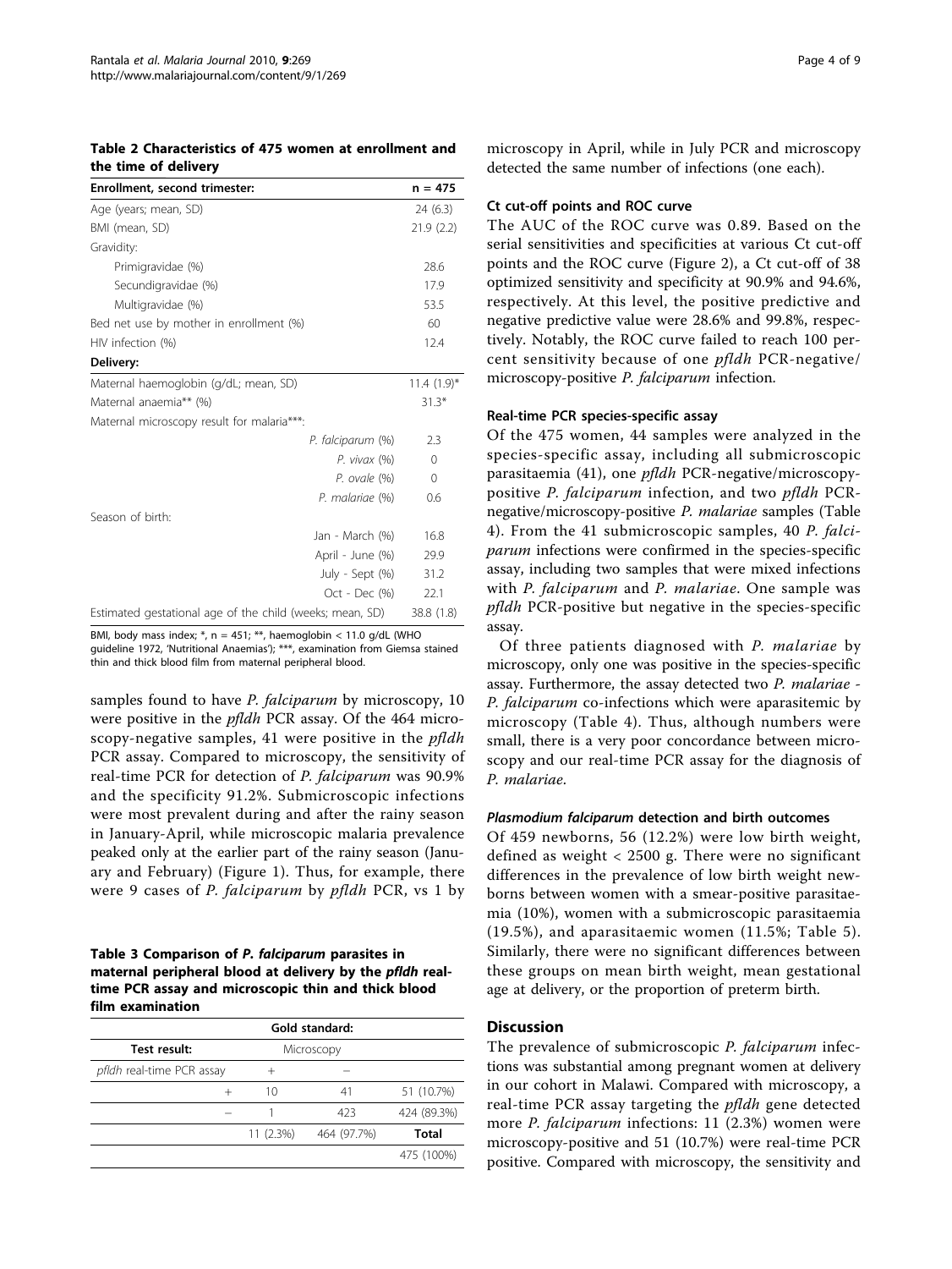**Table 2 Characteristics of 475 women at enrollment and the time of delivery**

| Enrollment, second trimester: | n = 475 |
|---|---|
| Age (years; mean, SD) | 24 (6.3) |
| BMI (mean, SD) | 21.9 (2.2) |
| Gravidity: | |
| Primigravidae (%) | 28.6 |
| Secundigravidae (%) | 17.9 |
| Multigravidae (%) | 53.5 |
| Bed net use by mother in enrollment (%) | 60 |
| HIV infection (%) | 12.4 |
| **Delivery:** | |
| Maternal haemoglobin (g/dL; mean, SD) | 11.4 (1.9)* |
| Maternal anaemia** (%) | 31.3* |
| Maternal microscopy result for malaria***: | |
| *P. falciparum* (%) | 2.3 |
| *P. vivax* (%) | 0 |
| *P. ovale* (%) | 0 |
| *P. malariae* (%) | 0.6 |
| Season of birth: | |
| Jan - March (%) | 16.8 |
| April - June (%) | 29.9 |
| July - Sept (%) | 31.2 |
| Oct - Dec (%) | 22.1 |
| Estimated gestational age of the child (weeks; mean, SD) | 38.8 (1.8) |

BMI, body mass index; *, n = 451; **, haemoglobin < 11.0 g/dL (WHO guideline 1972, 'Nutritional Anaemias'); ***, examination from Giemsa stained thin and thick blood film from maternal peripheral blood.

samples found to have *P. falciparum* by microscopy, 10 were positive in the *pfldh* PCR assay. Of the 464 microscopy-negative samples, 41 were positive in the *pfldh* PCR assay. Compared to microscopy, the sensitivity of real-time PCR for detection of *P. falciparum* was 90.9% and the specificity 91.2%. Submicroscopic infections were most prevalent during and after the rainy season in January-April, while microscopic malaria prevalence peaked only at the earlier part of the rainy season (January and February) (Figure 1). Thus, for example, there were 9 cases of *P. falciparum* by *pfldh* PCR, vs 1 by microscopy in April, while in July PCR and microscopy detected the same number of infections (one each).

**Table 3 Comparison of *P. falciparum* parasites in maternal peripheral blood at delivery by the *pfldh* real-time PCR assay and microscopic thin and thick blood film examination**

| | | Gold standard: | | |
|---|---|---|---|---|
| Test result: | | Microscopy | | |
| *pfldh* real-time PCR assay | | + | − | |
| | + | 10 | 41 | 51 (10.7%) |
| | − | 1 | 423 | 424 (89.3%) |
| | | 11 (2.3%) | 464 (97.7%) | **Total** |
| | | | | 475 (100%) |

### Ct cut-off points and ROC curve

The AUC of the ROC curve was 0.89. Based on the serial sensitivities and specificities at various Ct cut-off points and the ROC curve (Figure 2), a Ct cut-off of 38 optimized sensitivity and specificity at 90.9% and 94.6%, respectively. At this level, the positive predictive and negative predictive value were 28.6% and 99.8%, respectively. Notably, the ROC curve failed to reach 100 percent sensitivity because of one *pfldh* PCR-negative/microscopy-positive *P. falciparum* infection.

### Real-time PCR species-specific assay

Of the 475 women, 44 samples were analyzed in the species-specific assay, including all submicroscopic parasitaemia (41), one *pfldh* PCR-negative/microscopy-positive *P. falciparum* infection, and two *pfldh* PCR-negative/microscopy-positive *P. malariae* samples (Table 4). From the 41 submicroscopic samples, 40 *P. falciparum* infections were confirmed in the species-specific assay, including two samples that were mixed infections with *P. falciparum* and *P. malariae*. One sample was *pfldh* PCR-positive but negative in the species-specific assay.

Of three patients diagnosed with *P. malariae* by microscopy, only one was positive in the species-specific assay. Furthermore, the assay detected two *P. malariae* - *P. falciparum* co-infections which were aparasitemic by microscopy (Table 4). Thus, although numbers were small, there is a very poor concordance between microscopy and our real-time PCR assay for the diagnosis of *P. malariae*.

### *Plasmodium falciparum* detection and birth outcomes

Of 459 newborns, 56 (12.2%) were low birth weight, defined as weight < 2500 g. There were no significant differences in the prevalence of low birth weight newborns between women with a smear-positive parasitaemia (10%), women with a submicroscopic parasitaemia (19.5%), and aparasitaemic women (11.5%; Table 5). Similarly, there were no significant differences between these groups on mean birth weight, mean gestational age at delivery, or the proportion of preterm birth.

## Discussion

The prevalence of submicroscopic *P. falciparum* infections was substantial among pregnant women at delivery in our cohort in Malawi. Compared with microscopy, a real-time PCR assay targeting the *pfldh* gene detected more *P. falciparum* infections: 11 (2.3%) women were microscopy-positive and 51 (10.7%) were real-time PCR positive. Compared with microscopy, the sensitivity and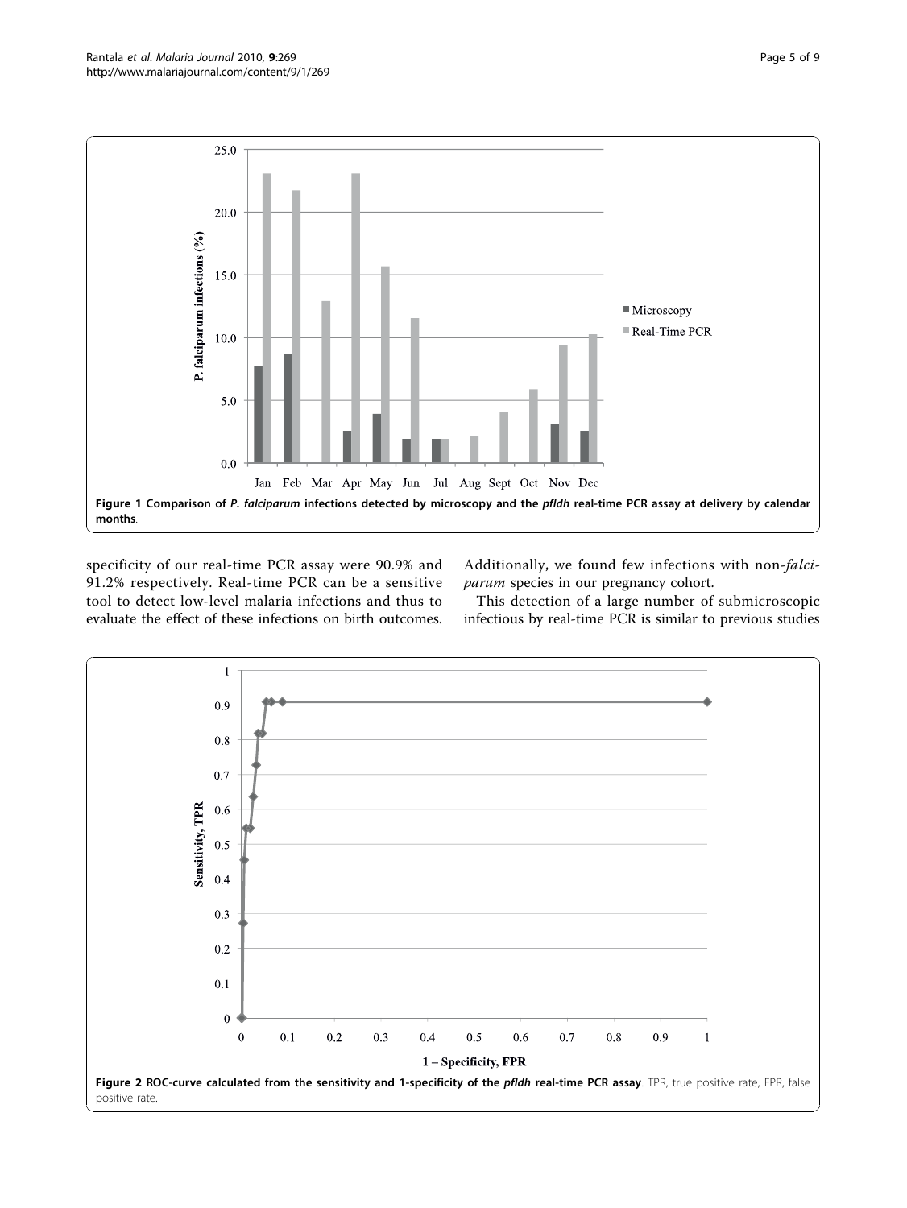**Figure 1 Comparison of *P. falciparum* infections detected by microscopy and the *pfldh* real-time PCR assay at delivery by calendar months**.

specificity of our real-time PCR assay were 90.9% and 91.2% respectively. Real-time PCR can be a sensitive tool to detect low-level malaria infections and thus to evaluate the effect of these infections on birth outcomes. Additionally, we found few infections with non-*falciparum* species in our pregnancy cohort.

This detection of a large number of submicroscopic infectious by real-time PCR is similar to previous studies

**Figure 2 ROC-curve calculated from the sensitivity and 1-specificity of the *pfldh* real-time PCR assay**. TPR, true positive rate, FPR, false positive rate.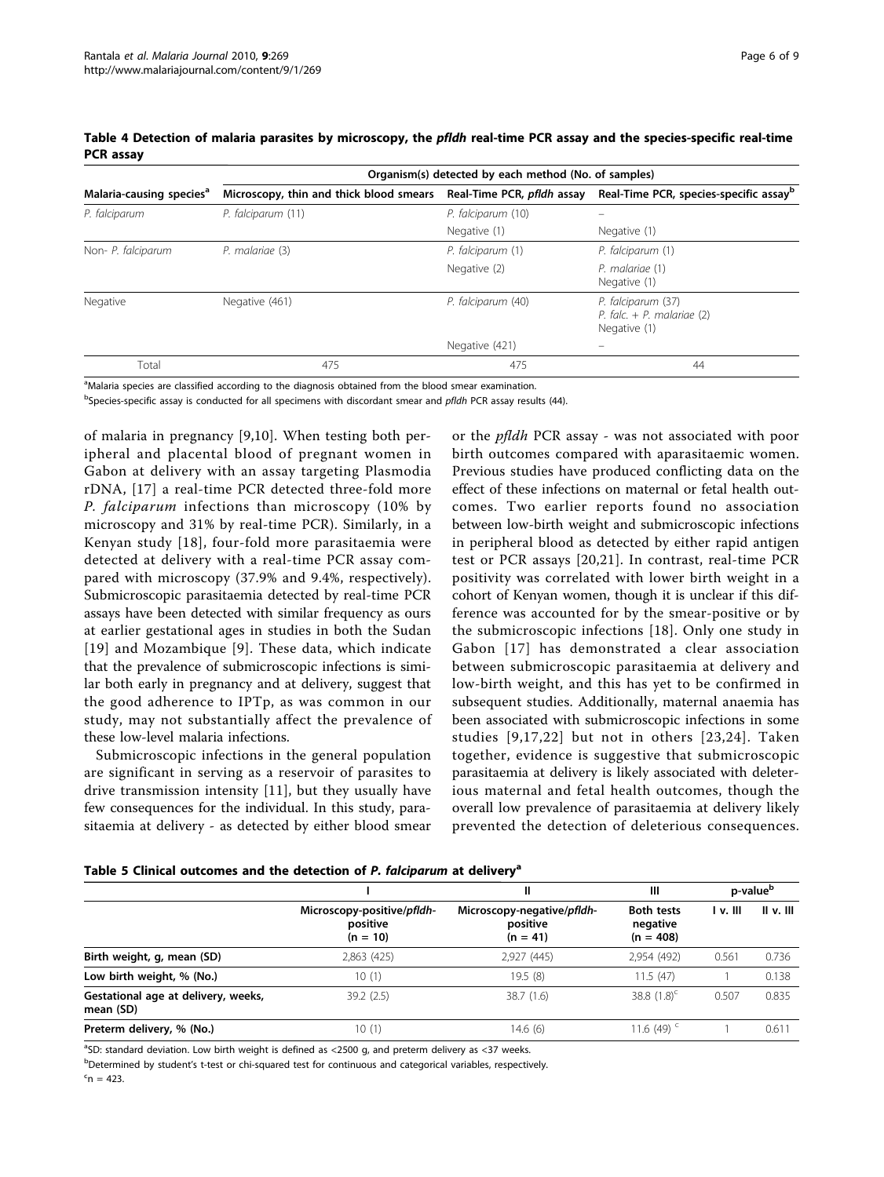**Table 4 Detection of malaria parasites by microscopy, the *pfldh* real-time PCR assay and the species-specific real-time PCR assay**

| Malaria-causing species[a] | Organism(s) detected by each method (No. of samples) | | |
|---|---|---|---|
| | Microscopy, thin and thick blood smears | Real-Time PCR, *pfldh* assay | Real-Time PCR, species-specific assay[b] |
| *P. falciparum* | *P. falciparum* (11) | *P. falciparum* (10) | – |
| | | Negative (1) | Negative (1) |
| Non- *P. falciparum* | *P. malariae* (3) | *P. falciparum* (1) | *P. falciparum* (1) |
| | | Negative (2) | *P. malariae* (1) Negative (1) |
| Negative | Negative (461) | *P. falciparum* (40) | *P. falciparum* (37) *P. falc.* + *P. malariae* (2) Negative (1) |
| | | Negative (421) | – |
| Total | 475 | 475 | 44 |

[a]Malaria species are classified according to the diagnosis obtained from the blood smear examination.

[b]Species-specific assay is conducted for all specimens with discordant smear and *pfldh* PCR assay results (44).

of malaria in pregnancy [9,10]. When testing both peripheral and placental blood of pregnant women in Gabon at delivery with an assay targeting Plasmodia rDNA, [17] a real-time PCR detected three-fold more *P. falciparum* infections than microscopy (10% by microscopy and 31% by real-time PCR). Similarly, in a Kenyan study [18], four-fold more parasitaemia were detected at delivery with a real-time PCR assay compared with microscopy (37.9% and 9.4%, respectively). Submicroscopic parasitaemia detected by real-time PCR assays have been detected with similar frequency as ours at earlier gestational ages in studies in both the Sudan [19] and Mozambique [9]. These data, which indicate that the prevalence of submicroscopic infections is similar both early in pregnancy and at delivery, suggest that the good adherence to IPTp, as was common in our study, may not substantially affect the prevalence of these low-level malaria infections.

Submicroscopic infections in the general population are significant in serving as a reservoir of parasites to drive transmission intensity [11], but they usually have few consequences for the individual. In this study, parasitaemia at delivery - as detected by either blood smear or the *pfldh* PCR assay - was not associated with poor birth outcomes compared with aparasitaemic women. Previous studies have produced conflicting data on the effect of these infections on maternal or fetal health outcomes. Two earlier reports found no association between low-birth weight and submicroscopic infections in peripheral blood as detected by either rapid antigen test or PCR assays [20,21]. In contrast, real-time PCR positivity was correlated with lower birth weight in a cohort of Kenyan women, though it is unclear if this difference was accounted for by the smear-positive or by the submicroscopic infections [18]. Only one study in Gabon [17] has demonstrated a clear association between submicroscopic parasitaemia at delivery and low-birth weight, and this has yet to be confirmed in subsequent studies. Additionally, maternal anaemia has been associated with submicroscopic infections in some studies [9,17,22] but not in others [23,24]. Taken together, evidence is suggestive that submicroscopic parasitaemia at delivery is likely associated with deleterious maternal and fetal health outcomes, though the overall low prevalence of parasitaemia at delivery likely prevented the detection of deleterious consequences.

**Table 5 Clinical outcomes and the detection of *P. falciparum* at delivery[a]**

| | I | II | III | p-value[b] | |
|---|---|---|---|---|---|
| | Microscopy-positive/*pfldh*-positive (n = 10) | Microscopy-negative/*pfldh*-positive (n = 41) | Both tests negative (n = 408) | I v. III | II v. III |
| **Birth weight, g, mean (SD)** | 2,863 (425) | 2,927 (445) | 2,954 (492) | 0.561 | 0.736 |
| **Low birth weight, % (No.)** | 10 (1) | 19.5 (8) | 11.5 (47) | 1 | 0.138 |
| **Gestational age at delivery, weeks, mean (SD)** | 39.2 (2.5) | 38.7 (1.6) | 38.8 (1.8)[c] | 0.507 | 0.835 |
| **Preterm delivery, % (No.)** | 10 (1) | 14.6 (6) | 11.6 (49) [c] | 1 | 0.611 |

[a]SD: standard deviation. Low birth weight is defined as <2500 g, and preterm delivery as <37 weeks.

[b]Determined by student's t-test or chi-squared test for continuous and categorical variables, respectively.

[c]n = 423.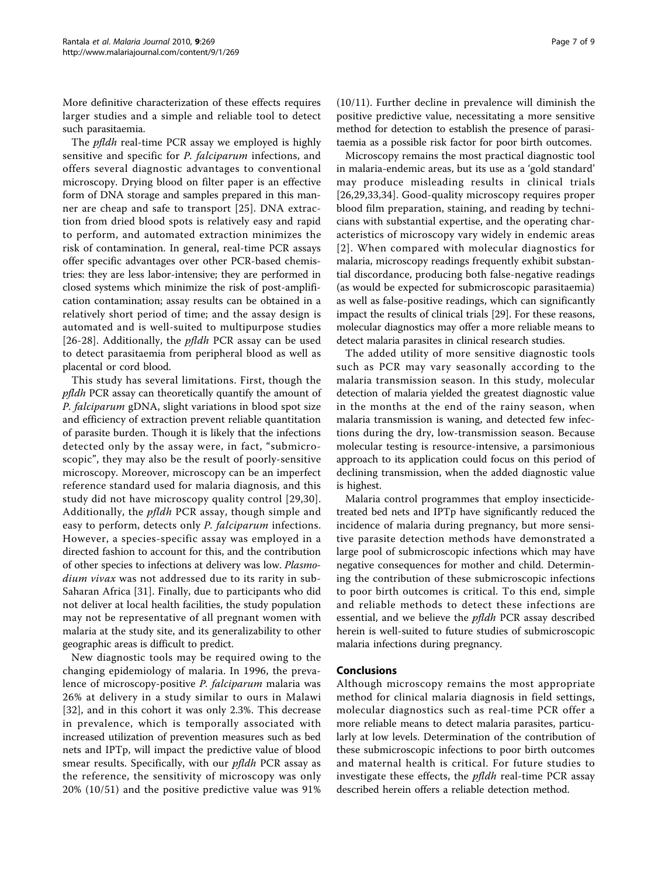More definitive characterization of these effects requires larger studies and a simple and reliable tool to detect such parasitaemia.

The *pfldh* real-time PCR assay we employed is highly sensitive and specific for *P. falciparum* infections, and offers several diagnostic advantages to conventional microscopy. Drying blood on filter paper is an effective form of DNA storage and samples prepared in this manner are cheap and safe to transport [25]. DNA extraction from dried blood spots is relatively easy and rapid to perform, and automated extraction minimizes the risk of contamination. In general, real-time PCR assays offer specific advantages over other PCR-based chemistries: they are less labor-intensive; they are performed in closed systems which minimize the risk of post-amplification contamination; assay results can be obtained in a relatively short period of time; and the assay design is automated and is well-suited to multipurpose studies [26-28]. Additionally, the *pfldh* PCR assay can be used to detect parasitaemia from peripheral blood as well as placental or cord blood.

This study has several limitations. First, though the *pfldh* PCR assay can theoretically quantify the amount of *P. falciparum* gDNA, slight variations in blood spot size and efficiency of extraction prevent reliable quantitation of parasite burden. Though it is likely that the infections detected only by the assay were, in fact, "submicroscopic", they may also be the result of poorly-sensitive microscopy. Moreover, microscopy can be an imperfect reference standard used for malaria diagnosis, and this study did not have microscopy quality control [29,30]. Additionally, the *pfldh* PCR assay, though simple and easy to perform, detects only *P. falciparum* infections. However, a species-specific assay was employed in a directed fashion to account for this, and the contribution of other species to infections at delivery was low. *Plasmodium vivax* was not addressed due to its rarity in sub-Saharan Africa [31]. Finally, due to participants who did not deliver at local health facilities, the study population may not be representative of all pregnant women with malaria at the study site, and its generalizability to other geographic areas is difficult to predict.

New diagnostic tools may be required owing to the changing epidemiology of malaria. In 1996, the prevalence of microscopy-positive *P. falciparum* malaria was 26% at delivery in a study similar to ours in Malawi [32], and in this cohort it was only 2.3%. This decrease in prevalence, which is temporally associated with increased utilization of prevention measures such as bed nets and IPTp, will impact the predictive value of blood smear results. Specifically, with our *pfldh* PCR assay as the reference, the sensitivity of microscopy was only 20% (10/51) and the positive predictive value was 91% (10/11). Further decline in prevalence will diminish the positive predictive value, necessitating a more sensitive method for detection to establish the presence of parasitaemia as a possible risk factor for poor birth outcomes.

Microscopy remains the most practical diagnostic tool in malaria-endemic areas, but its use as a 'gold standard' may produce misleading results in clinical trials [26,29,33,34]. Good-quality microscopy requires proper blood film preparation, staining, and reading by technicians with substantial expertise, and the operating characteristics of microscopy vary widely in endemic areas [2]. When compared with molecular diagnostics for malaria, microscopy readings frequently exhibit substantial discordance, producing both false-negative readings (as would be expected for submicroscopic parasitaemia) as well as false-positive readings, which can significantly impact the results of clinical trials [29]. For these reasons, molecular diagnostics may offer a more reliable means to detect malaria parasites in clinical research studies.

The added utility of more sensitive diagnostic tools such as PCR may vary seasonally according to the malaria transmission season. In this study, molecular detection of malaria yielded the greatest diagnostic value in the months at the end of the rainy season, when malaria transmission is waning, and detected few infections during the dry, low-transmission season. Because molecular testing is resource-intensive, a parsimonious approach to its application could focus on this period of declining transmission, when the added diagnostic value is highest.

Malaria control programmes that employ insecticide-treated bed nets and IPTp have significantly reduced the incidence of malaria during pregnancy, but more sensitive parasite detection methods have demonstrated a large pool of submicroscopic infections which may have negative consequences for mother and child. Determining the contribution of these submicroscopic infections to poor birth outcomes is critical. To this end, simple and reliable methods to detect these infections are essential, and we believe the *pfldh* PCR assay described herein is well-suited to future studies of submicroscopic malaria infections during pregnancy.

## Conclusions

Although microscopy remains the most appropriate method for clinical malaria diagnosis in field settings, molecular diagnostics such as real-time PCR offer a more reliable means to detect malaria parasites, particularly at low levels. Determination of the contribution of these submicroscopic infections to poor birth outcomes and maternal health is critical. For future studies to investigate these effects, the *pfldh* real-time PCR assay described herein offers a reliable detection method.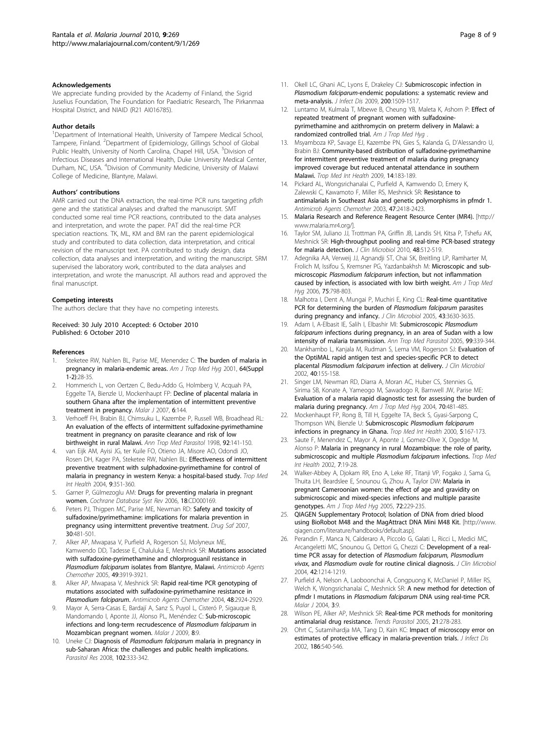### Acknowledgements

We appreciate funding provided by the Academy of Finland, the Sigrid Juselius Foundation, The Foundation for Paediatric Research, The Pirkanmaa Hospital District, and NIAID (R21 AI016785).

### Author details

[1]Department of International Health, University of Tampere Medical School, Tampere, Finland. [2]Department of Epidemiology, Gillings School of Global Public Health, University of North Carolina, Chapel Hill, USA. [3]Division of Infectious Diseases and International Health, Duke University Medical Center, Durham, NC, USA. [4]Division of Community Medicine, University of Malawi College of Medicine, Blantyre, Malawi.

### Authors' contributions

AMR carried out the DNA extraction, the real-time PCR runs targeting *pfldh* gene and the statistical analyses and drafted the manuscript. SMT conducted some real time PCR reactions, contributed to the data analyses and interpretation, and wrote the paper. PAT did the real-time PCR speciation reactions. TK, ML, KM and BM ran the parent epidemiological study and contributed to data collection, data interpretation, and critical revision of the manuscript text. PA contributed to study design, data collection, data analyses and interpretation, and writing the manuscript. SRM supervised the laboratory work, contributed to the data analyses and interpretation, and wrote the manuscript. All authors read and approved the final manuscript.

### Competing interests

The authors declare that they have no competing interests.

Received: 30 July 2010 Accepted: 6 October 2010
Published: 6 October 2010

### References

1. Steketee RW, Nahlen BL, Parise ME, Menendez C: **The burden of malaria in pregnancy in malaria-endemic areas.** *Am J Trop Med Hyg* 2001, **64(Suppl 1-2)**:28-35.
2. Hommerich L, von Oertzen C, Bedu-Addo G, Holmberg V, Acquah PA, Eggelte TA, Bienzle U, Mockenhaupt FP: **Decline of placental malaria in southern Ghana after the implementation of intermittent preventive treatment in pregnancy.** *Malar J* 2007, **6**:144.
3. Verhoeff FH, Brabin BJ, Chimsuku L, Kazembe P, Russell WB, Broadhead RL: **An evaluation of the effects of intermittent sulfadoxine-pyrimethamine treatment in pregnancy on parasite clearance and risk of low birthweight in rural Malawi.** *Ann Trop Med Parasitol* 1998, **92**:141-150.
4. van Eijk AM, Ayisi JG, ter Kuile FO, Otieno JA, Misore AO, Odondi JO, Rosen DH, Kager PA, Steketee RW, Nahlen BL: **Effectiveness of intermittent preventive treatment with sulphadoxine-pyrimethamine for control of malaria in pregnancy in western Kenya: a hospital-based study.** *Trop Med Int Health* 2004, **9**:351-360.
5. Garner P, Gülmezoglu AM: **Drugs for preventing malaria in pregnant women.** *Cochrane Database Syst Rev* 2006, **18**:CD000169.
6. Peters PJ, Thigpen MC, Parise ME, Newman RD: **Safety and toxicity of sulfadoxine/pyrimethamine: implications for malaria prevention in pregnancy using intermittent preventive treatment.** *Drug Saf* 2007, **30**:481-501.
7. Alker AP, Mwapasa V, Purfield A, Rogerson SJ, Molyneux ME, Kamwendo DD, Tadesse E, Chaluluka E, Meshnick SR: **Mutations associated with sulfadoxine-pyrimethamine and chlorproguanil resistance in *Plasmodium falciparum* isolates from Blantyre, Malawi.** *Antimicrob Agents Chemother* 2005, **49**:3919-3921.
8. Alker AP, Mwapasa V, Meshnick SR: **Rapid real-time PCR genotyping of mutations associated with sulfadoxine-pyrimethamine resistance in *Plasmodium falciparum*.** *Antimicrob Agents Chemother* 2004, **48**:2924-2929.
9. Mayor A, Serra-Casas E, Bardají A, Sanz S, Puyol L, Cisteró P, Sigauque B, Mandomando I, Aponte JJ, Alonso PL, Menéndez C: **Sub-microscopic infections and long-term recrudescence of *Plasmodium falciparum* in Mozambican pregnant women.** *Malar J* 2009, **8**:9.
10. Uneke CJ: **Diagnosis of *Plasmodium falciparum* malaria in pregnancy in sub-Saharan Africa: the challenges and public health implications.** *Parasitol Res* 2008, **102**:333-342.
11. Okell LC, Ghani AC, Lyons E, Drakeley CJ: **Submicroscopic infection in *Plasmodium falciparum*-endemic populations: a systematic review and meta-analysis.** *J Infect Dis* 2009, **200**:1509-1517.
12. Luntamo M, Kulmala T, Mbewe B, Cheung YB, Maleta K, Ashorn P: **Effect of repeated treatment of pregnant women with sulfadoxine-pyrimethamine and azithromycin on preterm delivery in Malawi: a randomized controlled trial.** *Am J Trop Med Hyg* .
13. Msyamboza KP, Savage EJ, Kazembe PN, Gies S, Kalanda G, D'Alessandro U, Brabin BJ: **Community-based distribution of sulfadoxine-pyrimethamine for intermittent preventive treatment of malaria during pregnancy improved coverage but reduced antenatal attendance in southern Malawi.** *Trop Med Int Health* 2009, **14**:183-189.
14. Pickard AL, Wongsrichanalai C, Purfield A, Kamwendo D, Emery K, Zalewski C, Kawamoto F, Miller RS, Meshnick SR: **Resistance to antimalarials in Southeast Asia and genetic polymorphisms in pfmdr 1.** *Antimicrob Agents Chemother* 2003, **47**:2418-2423.
15. **Malaria Research and Reference Reagent Resource Center (MR4).** [http://www.malaria.mr4.org/].
16. Taylor SM, Juliano JJ, Trottman PA, Griffin JB, Landis SH, Kitsa P, Tshefu AK, Meshnick SR: **High-throughput pooling and real-time PCR-based strategy for malaria detection.** *J Clin Microbiol* 2010, **48**:512-519.
17. Adegnika AA, Verweij JJ, Agnandji ST, Chai SK, Breitling LP, Ramharter M, Frolich M, Issifou S, Kremsner PG, Yazdanbakhsh M: **Microscopic and sub-microscopic *Plasmodium falciparum* infection, but not inflammation caused by infection, is associated with low birth weight.** *Am J Trop Med Hyg* 2006, **75**:798-803.
18. Malhotra I, Dent A, Mungai P, Muchiri E, King CL: **Real-time quantitative PCR for determining the burden of *Plasmodium falciparum* parasites during pregnancy and infancy.** *J Clin Microbiol* 2005, **43**:3630-3635.
19. Adam I, A-Elbasit IE, Salih I, Elbashir MI: **Submicroscopic *Plasmodium falciparum* infections during pregnancy, in an area of Sudan with a low intensity of malaria transmission.** *Ann Trop Med Parasitol* 2005, **99**:339-344.
20. Mankhambo L, Kanjala M, Rudman S, Lema VM, Rogerson SJ: **Evaluation of the OptiMAL rapid antigen test and species-specific PCR to detect placental *Plasmodium falciparum* infection at delivery.** *J Clin Microbiol* 2002, **40**:155-158.
21. Singer LM, Newman RD, Diarra A, Moran AC, Huber CS, Stennies G, Sirima SB, Konate A, Yameogo M, Sawadogo R, Barnwell JW, Parise ME: **Evaluation of a malaria rapid diagnostic test for assessing the burden of malaria during pregnancy.** *Am J Trop Med Hyg* 2004, **70**:481-485.
22. Mockenhaupt FP, Rong B, Till H, Eggelte TA, Beck S, Gyasi-Sarpong C, Thompson WN, Bienzle U: **Submicroscopic *Plasmodium falciparum* infections in pregnancy in Ghana.** *Trop Med Int Health* 2000, **5**:167-173.
23. Saute F, Menendez C, Mayor A, Aponte J, Gomez-Olive X, Dgedge M, Alonso P: **Malaria in pregnancy in rural Mozambique: the role of parity, submicroscopic and multiple *Plasmodium falciparum* infections.** *Trop Med Int Health* 2002, **7**:19-28.
24. Walker-Abbey A, Djokam RR, Eno A, Leke RF, Titanji VP, Fogako J, Sama G, Thuita LH, Beardslee E, Snounou G, Zhou A, Taylor DW: **Malaria in pregnant Cameroonian women: the effect of age and gravidity on submicroscopic and mixed-species infections and multiple parasite genotypes.** *Am J Trop Med Hyg* 2005, **72**:229-235.
25. QIAGEN Supplementary Protocol; **Isolation of DNA from dried blood using BioRobot M48 and the MagAttract DNA Mini M48 Kit.** [http://www.qiagen.com/literature/handbooks/default.asp].
26. Perandin F, Manca N, Calderaro A, Piccolo G, Galati L, Ricci L, Medici MC, Arcangeletti MC, Snounou G, Dettori G, Chezzi C: **Development of a real-time PCR assay for detection of *Plasmodium falciparum*, *Plasmodium vivax*, and *Plasmodium ovale* for routine clinical diagnosis.** *J Clin Microbiol* 2004, **42**:1214-1219.
27. Purfield A, Nelson A, Laoboonchai A, Congpuong K, McDaniel P, Miller RS, Welch K, Wongsrichanalai C, Meshnick SR: **A new method for detection of pfmdr I mutations in *Plasmodium falciparum* DNA using real-time PCR.** *Malar J* 2004, **3**:9.
28. Wilson PE, Alker AP, Meshnick SR: **Real-time PCR methods for monitoring antimalarial drug resistance.** *Trends Parasitol* 2005, **21**:278-283.
29. Ohrt C, Sutamihardja MA, Tang D, Kain KC: **Impact of microscopy error on estimates of protective efficacy in malaria-prevention trials.** *J Infect Dis* 2002, **186**:540-546.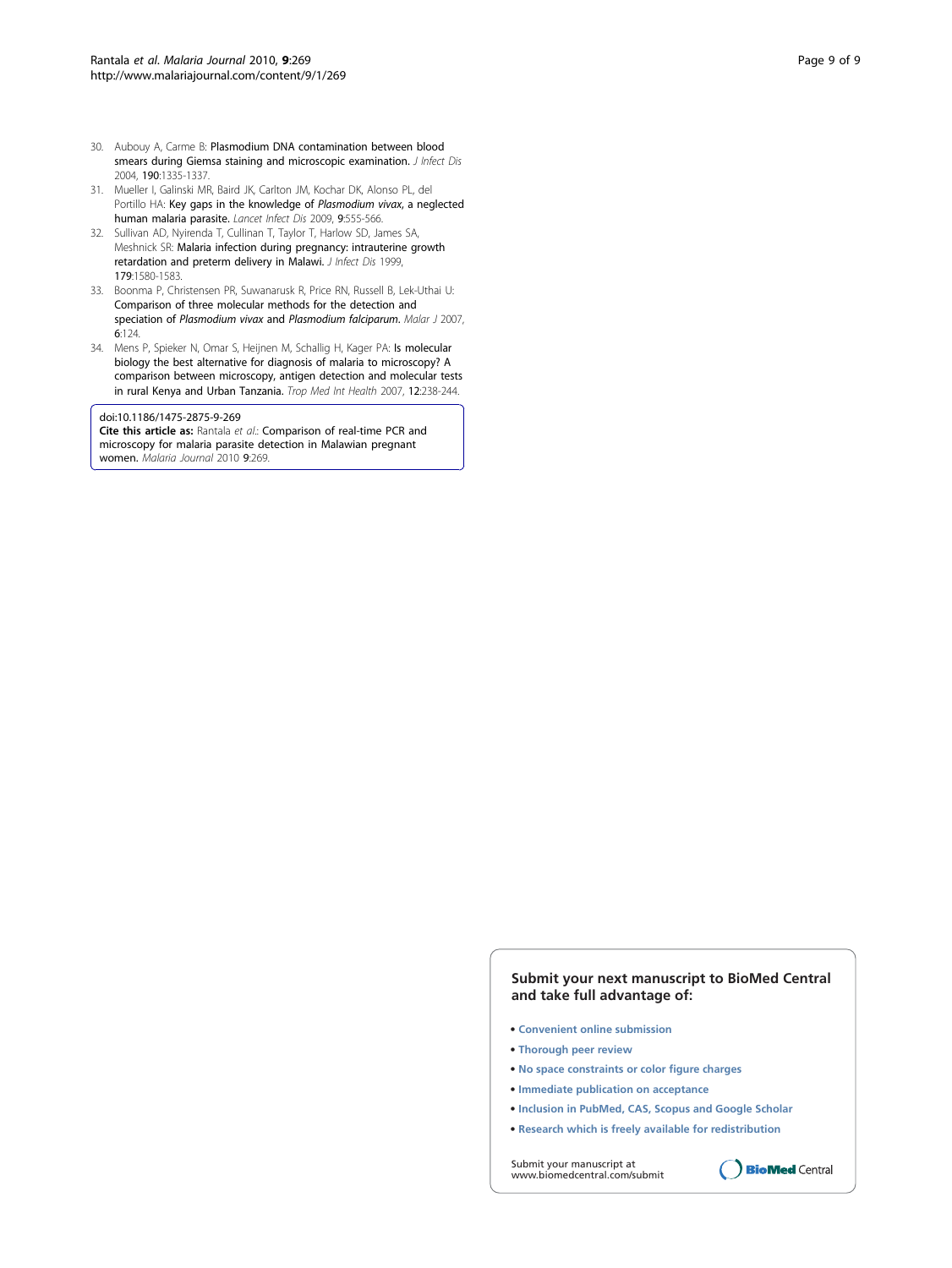30. Aubouy A, Carme B: **Plasmodium DNA contamination between blood smears during Giemsa staining and microscopic examination.** *J Infect Dis* 2004, **190**:1335-1337.
31. Mueller I, Galinski MR, Baird JK, Carlton JM, Kochar DK, Alonso PL, del Portillo HA: **Key gaps in the knowledge of *Plasmodium vivax*, a neglected human malaria parasite.** *Lancet Infect Dis* 2009, **9**:555-566.
32. Sullivan AD, Nyirenda T, Cullinan T, Taylor T, Harlow SD, James SA, Meshnick SR: **Malaria infection during pregnancy: intrauterine growth retardation and preterm delivery in Malawi.** *J Infect Dis* 1999, **179**:1580-1583.
33. Boonma P, Christensen PR, Suwanarusk R, Price RN, Russell B, Lek-Uthai U: **Comparison of three molecular methods for the detection and speciation of *Plasmodium vivax* and *Plasmodium falciparum*.** *Malar J* 2007, **6**:124.
34. Mens P, Spieker N, Omar S, Heijnen M, Schallig H, Kager PA: **Is molecular biology the best alternative for diagnosis of malaria to microscopy? A comparison between microscopy, antigen detection and molecular tests in rural Kenya and Urban Tanzania.** *Trop Med Int Health* 2007, **12**:238-244.

doi:10.1186/1475-2875-9-269

**Cite this article as:** Rantala *et al.*: Comparison of real-time PCR and microscopy for malaria parasite detection in Malawian pregnant women. *Malaria Journal* 2010 **9**:269.

**Submit your next manuscript to BioMed Central and take full advantage of:**

- Convenient online submission
- Thorough peer review
- No space constraints or color figure charges
- Immediate publication on acceptance
- Inclusion in PubMed, CAS, Scopus and Google Scholar
- Research which is freely available for redistribution

Submit your manuscript at www.biomedcentral.com/submit